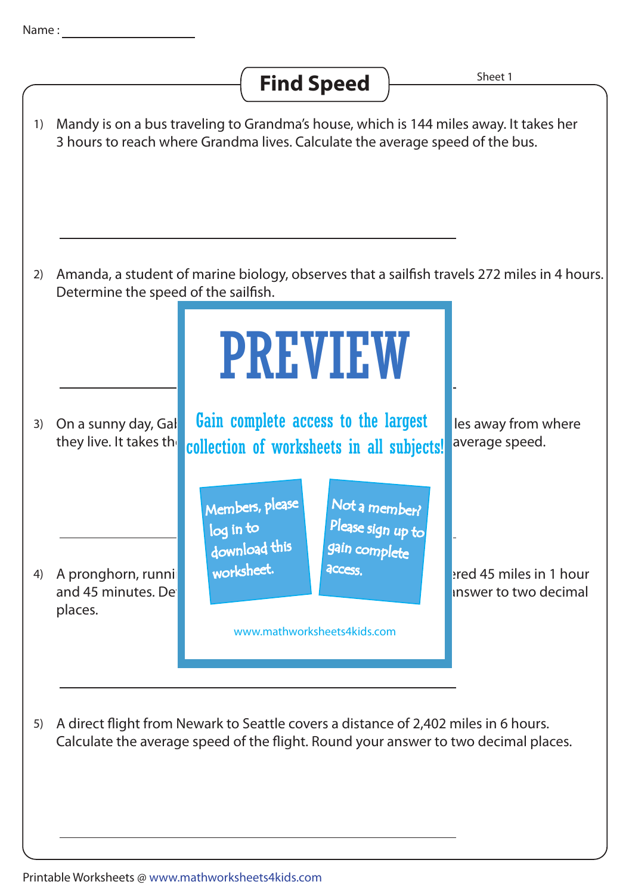Name : ____________________

# Find Speed

Sheet 1

1) Mandy is on a bus traveling to Grandma's house, which is 144 miles away. It takes her 3 hours to reach where Grandma lives. Calculate the average speed of the bus.

________________________________________

2) Amanda, a student of marine biology, observes that a sailfish travels 272 miles in 4 hours. Determine the speed of the sailfish.

________________________________________

3) On a sunny day, Gal                                         les away from where they live. It takes th                                         average speed.

________________________________________

4) A pronghorn, runni                                         ered 45 miles in 1 hour and 45 minutes. De                                         nswer to two decimal places.

________________________________________

5) A direct flight from Newark to Seattle covers a distance of 2,402 miles in 6 hours. Calculate the average speed of the flight. Round your answer to two decimal places.

________________________________________

PREVIEW

Gain complete access to the largest collection of worksheets in all subjects!

Members, please log in to download this worksheet.

Not a member? Please sign up to gain complete access.

www.mathworksheets4kids.com

Printable Worksheets @ www.mathworksheets4kids.com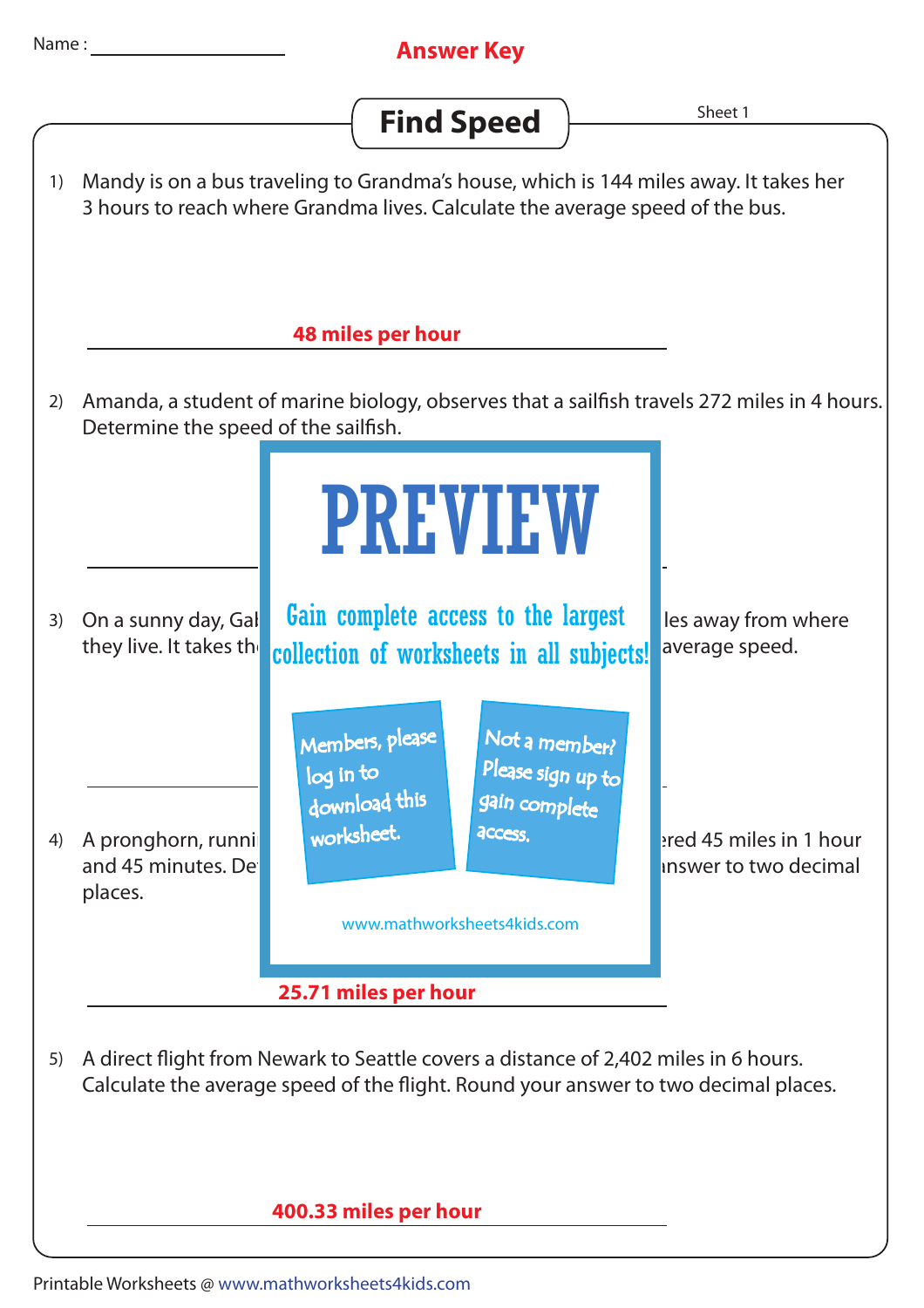Name :

**Answer Key**

# Find Speed

Sheet 1

1) Mandy is on a bus traveling to Grandma's house, which is 144 miles away. It takes her 3 hours to reach where Grandma lives. Calculate the average speed of the bus.

**48 miles per hour**

2) Amanda, a student of marine biology, observes that a sailfish travels 272 miles in 4 hours. Determine the speed of the sailfish.

PREVIEW

Gain complete access to the largest collection of worksheets in all subjects!

Members, please log in to download this worksheet.

Not a member? Please sign up to gain complete access.

www.mathworksheets4kids.com

3) On a sunny day, Gal... les away from where they live. It takes th... average speed.

4) A pronghorn, runni... ered 45 miles in 1 hour and 45 minutes. De... nswer to two decimal places.

**25.71 miles per hour**

5) A direct flight from Newark to Seattle covers a distance of 2,402 miles in 6 hours. Calculate the average speed of the flight. Round your answer to two decimal places.

**400.33 miles per hour**